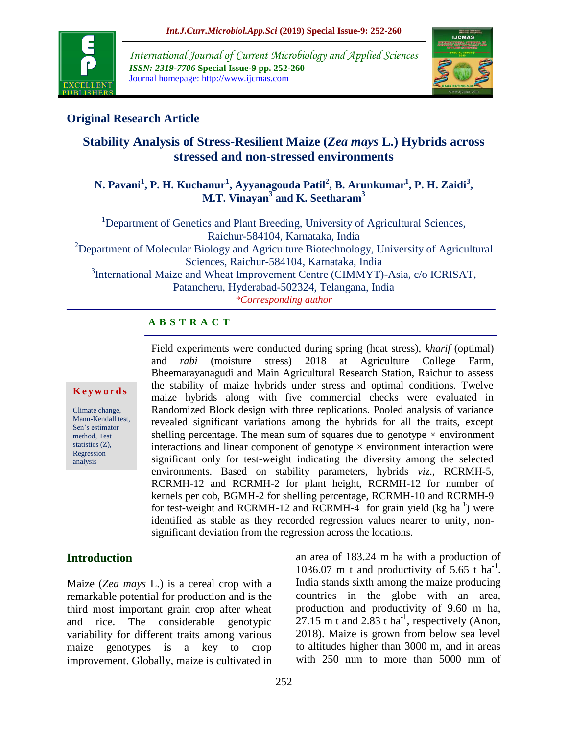International Journal of Current Microbiology and Applied Sciences
*ISSN: 2319-7706* **Special Issue-9 pp. 252-260**
Journal homepage: http://www.ijcmas.com

**Original Research Article**

# Stability Analysis of Stress-Resilient Maize (*Zea mays* L.) Hybrids across stressed and non-stressed environments

**N. Pavani[1], P. H. Kuchanur[1], Ayyanagouda Patil[2], B. Arunkumar[1], P. H. Zaidi[3], M.T. Vinayan[3] and K. Seetharam[3]**

[1]Department of Genetics and Plant Breeding, University of Agricultural Sciences, Raichur-584104, Karnataka, India
[2]Department of Molecular Biology and Agriculture Biotechnology, University of Agricultural Sciences, Raichur-584104, Karnataka, India
[3]International Maize and Wheat Improvement Centre (CIMMYT)-Asia, c/o ICRISAT, Patancheru, Hyderabad-502324, Telangana, India
*\*Corresponding author*

## ABSTRACT

**Keywords**

Climate change, Mann-Kendall test, Sen's estimator method, Test statistics (Z), Regression analysis

Field experiments were conducted during spring (heat stress), *kharif* (optimal) and *rabi* (moisture stress) 2018 at Agriculture College Farm, Bheemarayanagudi and Main Agricultural Research Station, Raichur to assess the stability of maize hybrids under stress and optimal conditions. Twelve maize hybrids along with five commercial checks were evaluated in Randomized Block design with three replications. Pooled analysis of variance revealed significant variations among the hybrids for all the traits, except shelling percentage. The mean sum of squares due to genotype × environment interactions and linear component of genotype × environment interaction were significant only for test-weight indicating the diversity among the selected environments. Based on stability parameters, hybrids *viz*., RCRMH-5, RCRMH-12 and RCRMH-2 for plant height, RCRMH-12 for number of kernels per cob, BGMH-2 for shelling percentage, RCRMH-10 and RCRMH-9 for test-weight and RCRMH-12 and RCRMH-4 for grain yield (kg ha$^{-1}$) were identified as stable as they recorded regression values nearer to unity, non-significant deviation from the regression across the locations.

## Introduction

Maize (*Zea mays* L.) is a cereal crop with a remarkable potential for production and is the third most important grain crop after wheat and rice. The considerable genotypic variability for different traits among various maize genotypes is a key to crop improvement. Globally, maize is cultivated in an area of 183.24 m ha with a production of 1036.07 m t and productivity of 5.65 t ha$^{-1}$. India stands sixth among the maize producing countries in the globe with an area, production and productivity of 9.60 m ha, 27.15 m t and 2.83 t ha$^{-1}$, respectively (Anon, 2018). Maize is grown from below sea level to altitudes higher than 3000 m, and in areas with 250 mm to more than 5000 mm of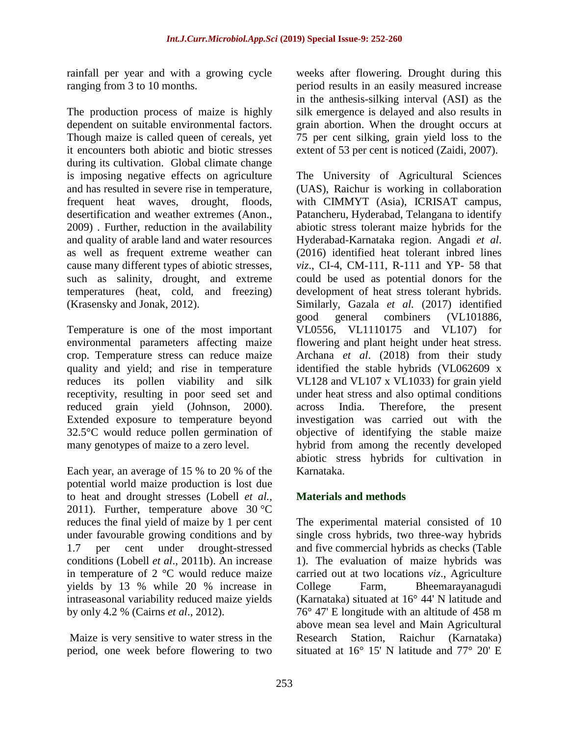rainfall per year and with a growing cycle ranging from 3 to 10 months.

The production process of maize is highly dependent on suitable environmental factors. Though maize is called queen of cereals, yet it encounters both abiotic and biotic stresses during its cultivation. Global climate change is imposing negative effects on agriculture and has resulted in severe rise in temperature, frequent heat waves, drought, floods, desertification and weather extremes (Anon., 2009) . Further, reduction in the availability and quality of arable land and water resources as well as frequent extreme weather can cause many different types of abiotic stresses, such as salinity, drought, and extreme temperatures (heat, cold, and freezing) (Krasensky and Jonak, 2012).

Temperature is one of the most important environmental parameters affecting maize crop. Temperature stress can reduce maize quality and yield; and rise in temperature reduces its pollen viability and silk receptivity, resulting in poor seed set and reduced grain yield (Johnson, 2000). Extended exposure to temperature beyond 32.5°C would reduce pollen germination of many genotypes of maize to a zero level.

Each year, an average of 15 % to 20 % of the potential world maize production is lost due to heat and drought stresses (Lobell *et al.*, 2011). Further, temperature above 30 °C reduces the final yield of maize by 1 per cent under favourable growing conditions and by 1.7 per cent under drought-stressed conditions (Lobell *et al*., 2011b). An increase in temperature of 2 °C would reduce maize yields by 13 % while 20 % increase in intraseasonal variability reduced maize yields by only 4.2 % (Cairns *et al*., 2012).

Maize is very sensitive to water stress in the period, one week before flowering to two weeks after flowering. Drought during this period results in an easily measured increase in the anthesis-silking interval (ASI) as the silk emergence is delayed and also results in grain abortion. When the drought occurs at 75 per cent silking, grain yield loss to the extent of 53 per cent is noticed (Zaidi, 2007).

The University of Agricultural Sciences (UAS), Raichur is working in collaboration with CIMMYT (Asia), ICRISAT campus, Patancheru, Hyderabad, Telangana to identify abiotic stress tolerant maize hybrids for the Hyderabad-Karnataka region. Angadi *et al*. (2016) identified heat tolerant inbred lines *viz*., CI-4, CM-111, R-111 and YP- 58 that could be used as potential donors for the development of heat stress tolerant hybrids. Similarly, Gazala *et al.* (2017) identified good general combiners (VL101886, VL0556, VL1110175 and VL107) for flowering and plant height under heat stress. Archana *et al*. (2018) from their study identified the stable hybrids (VL062609 x VL128 and VL107 x VL1033) for grain yield under heat stress and also optimal conditions across India. Therefore, the present investigation was carried out with the objective of identifying the stable maize hybrid from among the recently developed abiotic stress hybrids for cultivation in Karnataka.

## Materials and methods

The experimental material consisted of 10 single cross hybrids, two three-way hybrids and five commercial hybrids as checks (Table 1). The evaluation of maize hybrids was carried out at two locations *viz*., Agriculture College Farm, Bheemarayanagudi (Karnataka) situated at 16° 44' N latitude and 76° 47' E longitude with an altitude of 458 m above mean sea level and Main Agricultural Research Station, Raichur (Karnataka) situated at 16° 15' N latitude and 77° 20' E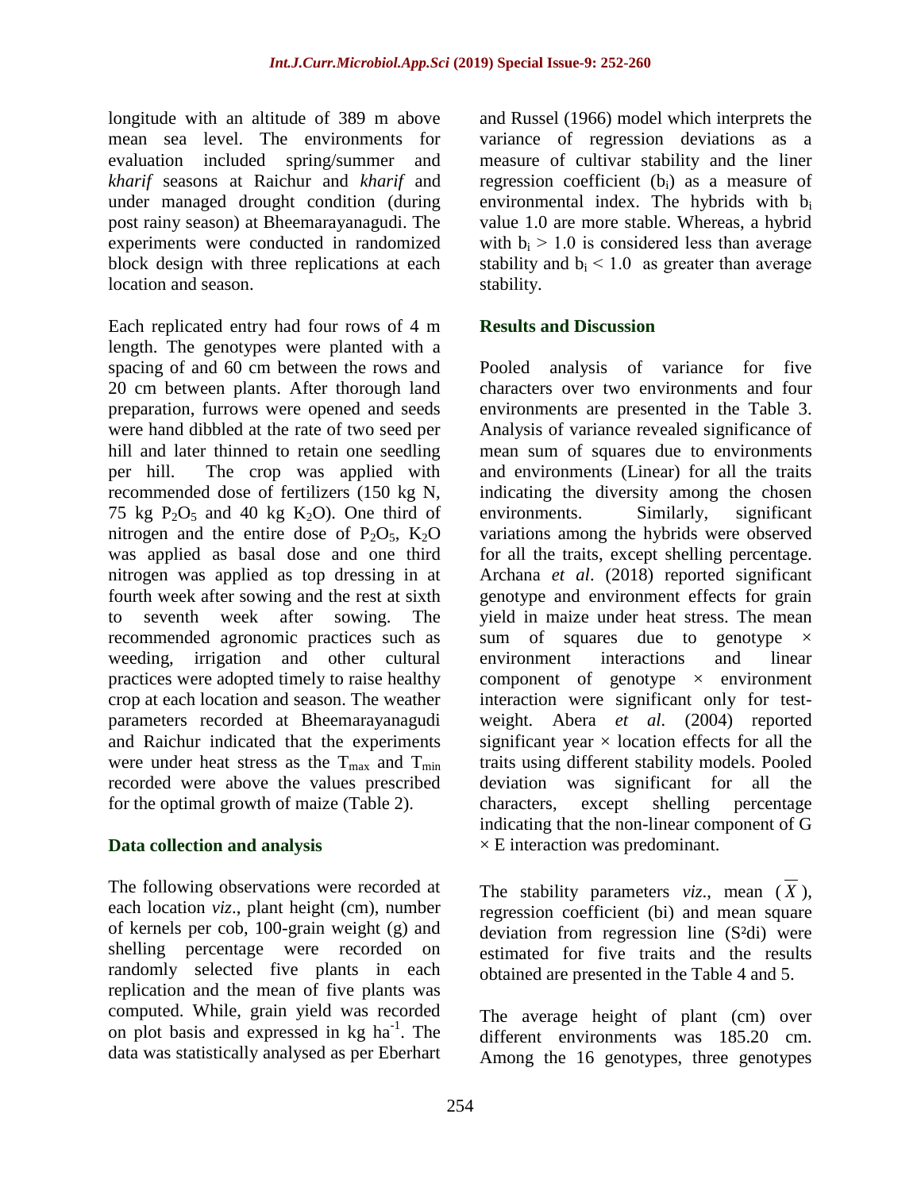longitude with an altitude of 389 m above mean sea level. The environments for evaluation included spring/summer and *kharif* seasons at Raichur and *kharif* and under managed drought condition (during post rainy season) at Bheemarayanagudi. The experiments were conducted in randomized block design with three replications at each location and season.

Each replicated entry had four rows of 4 m length. The genotypes were planted with a spacing of and 60 cm between the rows and 20 cm between plants. After thorough land preparation, furrows were opened and seeds were hand dibbled at the rate of two seed per hill and later thinned to retain one seedling per hill. The crop was applied with recommended dose of fertilizers (150 kg N, 75 kg $P_2O_5$ and 40 kg $K_2O$). One third of nitrogen and the entire dose of $P_2O_5$, $K_2O$ was applied as basal dose and one third nitrogen was applied as top dressing in at fourth week after sowing and the rest at sixth to seventh week after sowing. The recommended agronomic practices such as weeding, irrigation and other cultural practices were adopted timely to raise healthy crop at each location and season. The weather parameters recorded at Bheemarayanagudi and Raichur indicated that the experiments were under heat stress as the $T_{max}$ and $T_{min}$ recorded were above the values prescribed for the optimal growth of maize (Table 2).

## Data collection and analysis

The following observations were recorded at each location *viz*., plant height (cm), number of kernels per cob, 100-grain weight (g) and shelling percentage were recorded on randomly selected five plants in each replication and the mean of five plants was computed. While, grain yield was recorded on plot basis and expressed in kg $ha^{-1}$. The data was statistically analysed as per Eberhart and Russel (1966) model which interprets the variance of regression deviations as a measure of cultivar stability and the liner regression coefficient ($b_i$) as a measure of environmental index. The hybrids with $b_i$ value 1.0 are more stable. Whereas, a hybrid with $b_i > 1.0$ is considered less than average stability and $b_i < 1.0$ as greater than average stability.

## Results and Discussion

Pooled analysis of variance for five characters over two environments and four environments are presented in the Table 3. Analysis of variance revealed significance of mean sum of squares due to environments and environments (Linear) for all the traits indicating the diversity among the chosen environments. Similarly, significant variations among the hybrids were observed for all the traits, except shelling percentage. Archana *et al*. (2018) reported significant genotype and environment effects for grain yield in maize under heat stress. The mean sum of squares due to genotype × environment interactions and linear component of genotype × environment interaction were significant only for test-weight. Abera *et al*. (2004) reported significant year × location effects for all the traits using different stability models. Pooled deviation was significant for all the characters, except shelling percentage indicating that the non-linear component of G × E interaction was predominant.

The stability parameters *viz*., mean ($\overline{X}$), regression coefficient (bi) and mean square deviation from regression line ($S^2di$) were estimated for five traits and the results obtained are presented in the Table 4 and 5.

The average height of plant (cm) over different environments was 185.20 cm. Among the 16 genotypes, three genotypes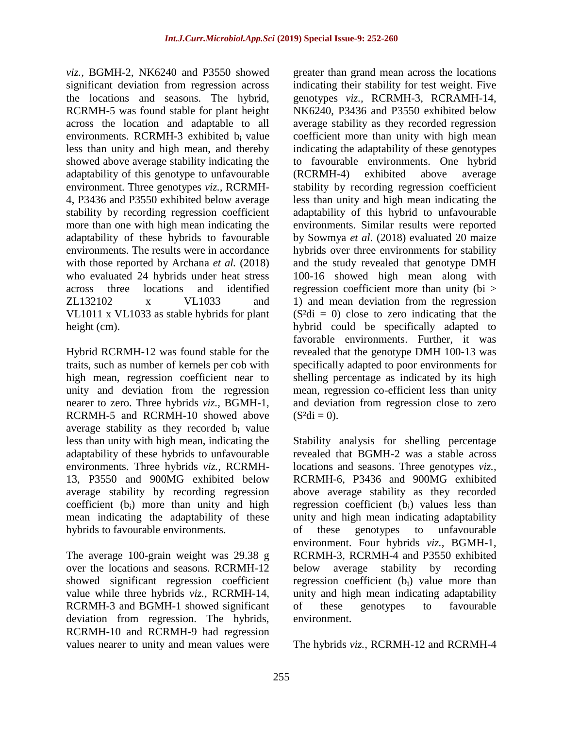*viz.*, BGMH-2, NK6240 and P3550 showed significant deviation from regression across the locations and seasons. The hybrid, RCRMH-5 was found stable for plant height across the location and adaptable to all environments. RCRMH-3 exhibited $b_i$ value less than unity and high mean, and thereby showed above average stability indicating the adaptability of this genotype to unfavourable environment. Three genotypes *viz.*, RCRMH-4, P3436 and P3550 exhibited below average stability by recording regression coefficient more than one with high mean indicating the adaptability of these hybrids to favourable environments. The results were in accordance with those reported by Archana *et al.* (2018) who evaluated 24 hybrids under heat stress across three locations and identified ZL132102 x VL1033 and VL1011 x VL1033 as stable hybrids for plant height (cm).

Hybrid RCRMH-12 was found stable for the traits, such as number of kernels per cob with high mean, regression coefficient near to unity and deviation from the regression nearer to zero. Three hybrids *viz.*, BGMH-1, RCRMH-5 and RCRMH-10 showed above average stability as they recorded $b_i$ value less than unity with high mean, indicating the adaptability of these hybrids to unfavourable environments. Three hybrids *viz.*, RCRMH-13, P3550 and 900MG exhibited below average stability by recording regression coefficient ($b_i$) more than unity and high mean indicating the adaptability of these hybrids to favourable environments.

The average 100-grain weight was 29.38 g over the locations and seasons. RCRMH-12 showed significant regression coefficient value while three hybrids *viz.*, RCRMH-14, RCRMH-3 and BGMH-1 showed significant deviation from regression. The hybrids, RCRMH-10 and RCRMH-9 had regression values nearer to unity and mean values were greater than grand mean across the locations indicating their stability for test weight. Five genotypes *viz.*, RCRMH-3, RCRAMH-14, NK6240, P3436 and P3550 exhibited below average stability as they recorded regression coefficient more than unity with high mean indicating the adaptability of these genotypes to favourable environments. One hybrid (RCRMH-4) exhibited above average stability by recording regression coefficient less than unity and high mean indicating the adaptability of this hybrid to unfavourable environments. Similar results were reported by Sowmya *et al*. (2018) evaluated 20 maize hybrids over three environments for stability and the study revealed that genotype DMH 100-16 showed high mean along with regression coefficient more than unity ($bi > 1$) and mean deviation from the regression ($S^2di = 0$) close to zero indicating that the hybrid could be specifically adapted to favorable environments. Further, it was revealed that the genotype DMH 100-13 was specifically adapted to poor environments for shelling percentage as indicated by its high mean, regression co-efficient less than unity and deviation from regression close to zero ($S^2di = 0$).

Stability analysis for shelling percentage revealed that BGMH-2 was a stable across locations and seasons. Three genotypes *viz.*, RCRMH-6, P3436 and 900MG exhibited above average stability as they recorded regression coefficient ($b_i$) values less than unity and high mean indicating adaptability of these genotypes to unfavourable environment. Four hybrids *viz.*, BGMH-1, RCRMH-3, RCRMH-4 and P3550 exhibited below average stability by recording regression coefficient ($b_i$) value more than unity and high mean indicating adaptability of these genotypes to favourable environment.

The hybrids *viz.*, RCRMH-12 and RCRMH-4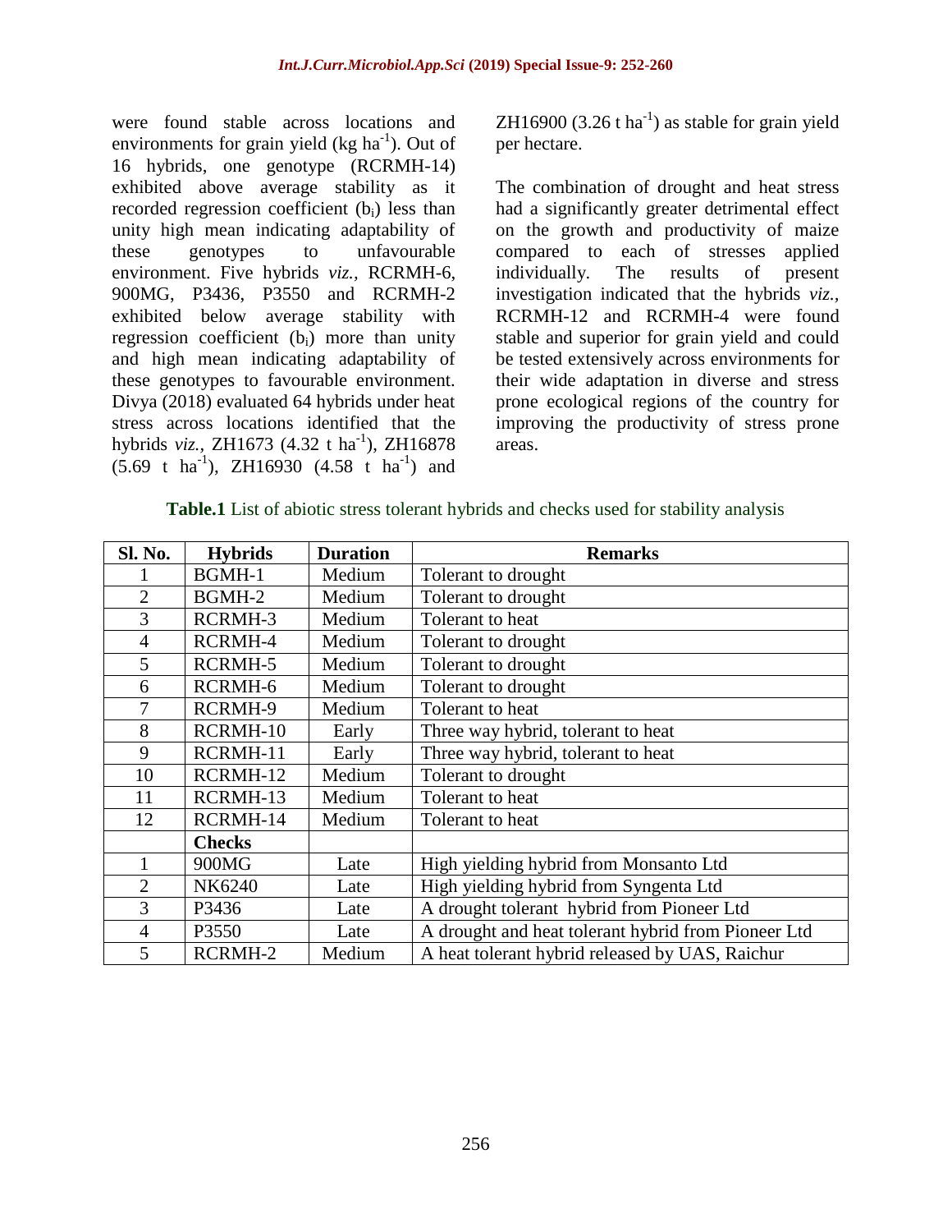were found stable across locations and environments for grain yield (kg ha$^{-1}$). Out of 16 hybrids, one genotype (RCRMH-14) exhibited above average stability as it recorded regression coefficient ($b_i$) less than unity high mean indicating adaptability of these genotypes to unfavourable environment. Five hybrids *viz.,* RCRMH-6, 900MG, P3436, P3550 and RCRMH-2 exhibited below average stability with regression coefficient ($b_i$) more than unity and high mean indicating adaptability of these genotypes to favourable environment. Divya (2018) evaluated 64 hybrids under heat stress across locations identified that the hybrids *viz.,* ZH1673 (4.32 t ha$^{-1}$), ZH16878 (5.69 t ha$^{-1}$), ZH16930 (4.58 t ha$^{-1}$) and ZH16900 (3.26 t ha$^{-1}$) as stable for grain yield per hectare.

The combination of drought and heat stress had a significantly greater detrimental effect on the growth and productivity of maize compared to each of stresses applied individually. The results of present investigation indicated that the hybrids *viz.,* RCRMH-12 and RCRMH-4 were found stable and superior for grain yield and could be tested extensively across environments for their wide adaptation in diverse and stress prone ecological regions of the country for improving the productivity of stress prone areas.

**Table.1** List of abiotic stress tolerant hybrids and checks used for stability analysis

| Sl. No. | Hybrids | Duration | Remarks |
|---|---|---|---|
| 1 | BGMH-1 | Medium | Tolerant to drought |
| 2 | BGMH-2 | Medium | Tolerant to drought |
| 3 | RCRMH-3 | Medium | Tolerant to heat |
| 4 | RCRMH-4 | Medium | Tolerant to drought |
| 5 | RCRMH-5 | Medium | Tolerant to drought |
| 6 | RCRMH-6 | Medium | Tolerant to drought |
| 7 | RCRMH-9 | Medium | Tolerant to heat |
| 8 | RCRMH-10 | Early | Three way hybrid, tolerant to heat |
| 9 | RCRMH-11 | Early | Three way hybrid, tolerant to heat |
| 10 | RCRMH-12 | Medium | Tolerant to drought |
| 11 | RCRMH-13 | Medium | Tolerant to heat |
| 12 | RCRMH-14 | Medium | Tolerant to heat |
| | **Checks** | | |
| 1 | 900MG | Late | High yielding hybrid from Monsanto Ltd |
| 2 | NK6240 | Late | High yielding hybrid from Syngenta Ltd |
| 3 | P3436 | Late | A drought tolerant hybrid from Pioneer Ltd |
| 4 | P3550 | Late | A drought and heat tolerant hybrid from Pioneer Ltd |
| 5 | RCRMH-2 | Medium | A heat tolerant hybrid released by UAS, Raichur |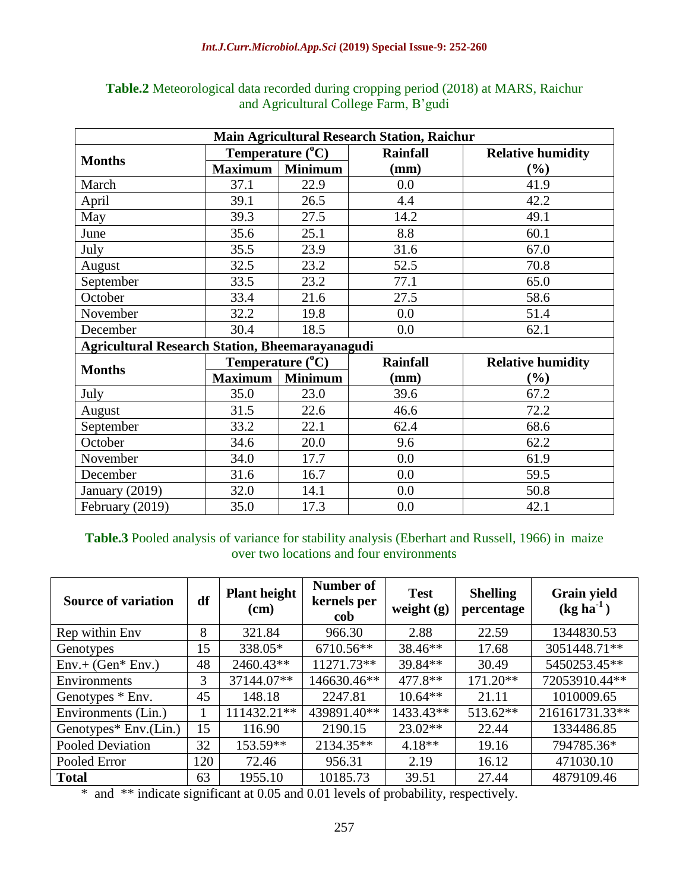**Table.2** Meteorological data recorded during cropping period (2018) at MARS, Raichur and Agricultural College Farm, B'gudi

| Main Agricultural Research Station, Raichur | | | | |
|---|---|---|---|---|
| **Months** | **Temperature (°C)** | | **Rainfall (mm)** | **Relative humidity (%)** |
| | **Maximum** | **Minimum** | | |
| March | 37.1 | 22.9 | 0.0 | 41.9 |
| April | 39.1 | 26.5 | 4.4 | 42.2 |
| May | 39.3 | 27.5 | 14.2 | 49.1 |
| June | 35.6 | 25.1 | 8.8 | 60.1 |
| July | 35.5 | 23.9 | 31.6 | 67.0 |
| August | 32.5 | 23.2 | 52.5 | 70.8 |
| September | 33.5 | 23.2 | 77.1 | 65.0 |
| October | 33.4 | 21.6 | 27.5 | 58.6 |
| November | 32.2 | 19.8 | 0.0 | 51.4 |
| December | 30.4 | 18.5 | 0.0 | 62.1 |
| **Agricultural Research Station, Bheemarayanagudi** | | | | |
| **Months** | **Temperature (°C)** | | **Rainfall (mm)** | **Relative humidity (%)** |
| | **Maximum** | **Minimum** | | |
| July | 35.0 | 23.0 | 39.6 | 67.2 |
| August | 31.5 | 22.6 | 46.6 | 72.2 |
| September | 33.2 | 22.1 | 62.4 | 68.6 |
| October | 34.6 | 20.0 | 9.6 | 62.2 |
| November | 34.0 | 17.7 | 0.0 | 61.9 |
| December | 31.6 | 16.7 | 0.0 | 59.5 |
| January (2019) | 32.0 | 14.1 | 0.0 | 50.8 |
| February (2019) | 35.0 | 17.3 | 0.0 | 42.1 |

**Table.3** Pooled analysis of variance for stability analysis (Eberhart and Russell, 1966) in maize over two locations and four environments

| Source of variation | df | Plant height (cm) | Number of kernels per cob | Test weight (g) | Shelling percentage | Grain yield (kg ha$^{-1}$) |
|---|---|---|---|---|---|---|
| Rep within Env | 8 | 321.84 | 966.30 | 2.88 | 22.59 | 1344830.53 |
| Genotypes | 15 | 338.05* | 6710.56** | 38.46** | 17.68 | 3051448.71** |
| Env.+ (Gen* Env.) | 48 | 2460.43** | 11271.73** | 39.84** | 30.49 | 5450253.45** |
| Environments | 3 | 37144.07** | 146630.46** | 477.8** | 171.20** | 72053910.44** |
| Genotypes * Env. | 45 | 148.18 | 2247.81 | 10.64** | 21.11 | 1010009.65 |
| Environments (Lin.) | 1 | 111432.21** | 439891.40** | 1433.43** | 513.62** | 216161731.33** |
| Genotypes* Env.(Lin.) | 15 | 116.90 | 2190.15 | 23.02** | 22.44 | 1334486.85 |
| Pooled Deviation | 32 | 153.59** | 2134.35** | 4.18** | 19.16 | 794785.36* |
| Pooled Error | 120 | 72.46 | 956.31 | 2.19 | 16.12 | 471030.10 |
| **Total** | 63 | 1955.10 | 10185.73 | 39.51 | 27.44 | 4879109.46 |

\* and ** indicate significant at 0.05 and 0.01 levels of probability, respectively.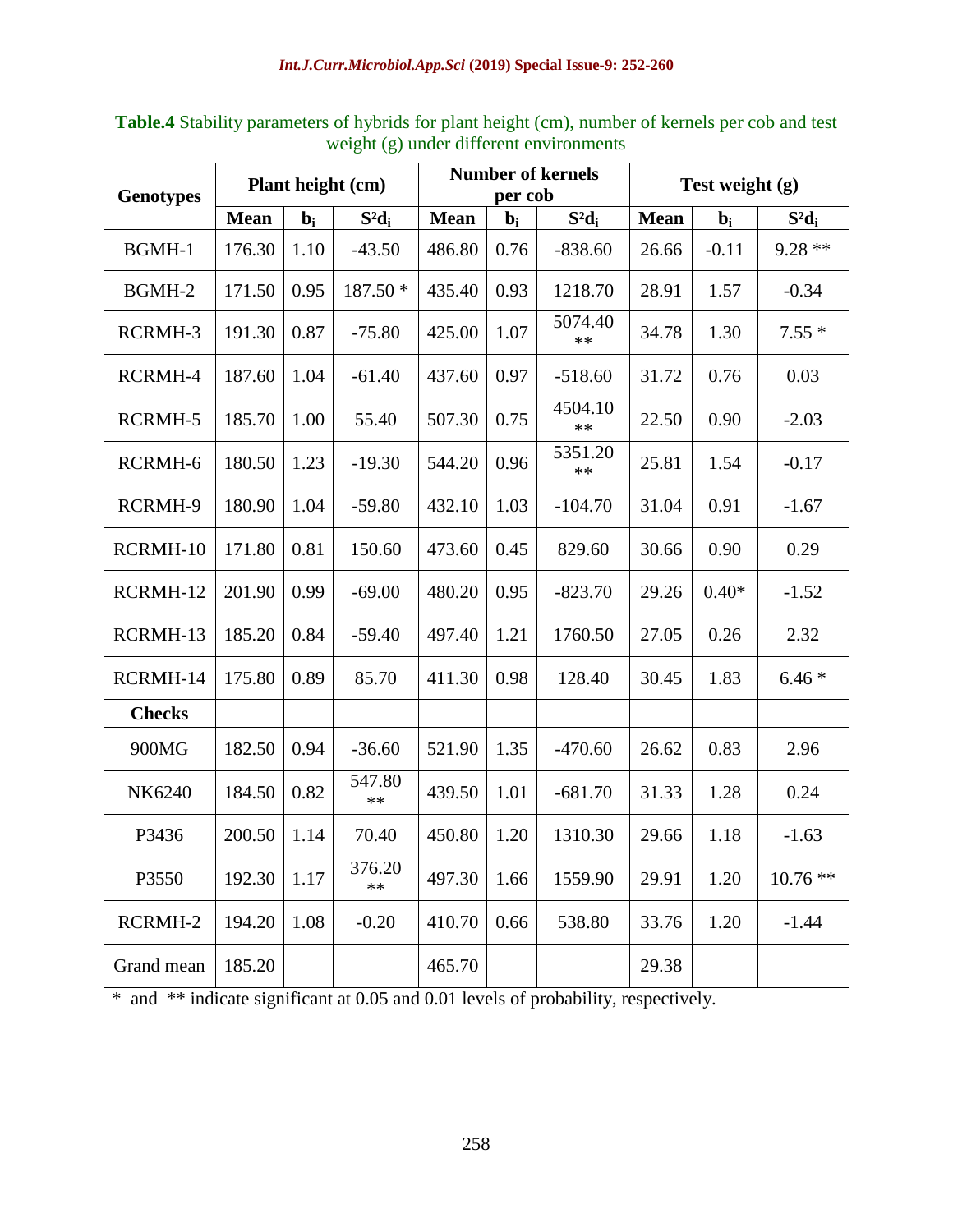**Table.4** Stability parameters of hybrids for plant height (cm), number of kernels per cob and test weight (g) under different environments

| Genotypes | Plant height (cm) | | | Number of kernels per cob | | | Test weight (g) | | |
|---|---|---|---|---|---|---|---|---|---|
| | Mean | $b_i$ | $S^2d_i$ | Mean | $b_i$ | $S^2d_i$ | Mean | $b_i$ | $S^2d_i$ |
| BGMH-1 | 176.30 | 1.10 | -43.50 | 486.80 | 0.76 | -838.60 | 26.66 | -0.11 | 9.28 ** |
| BGMH-2 | 171.50 | 0.95 | 187.50 * | 435.40 | 0.93 | 1218.70 | 28.91 | 1.57 | -0.34 |
| RCRMH-3 | 191.30 | 0.87 | -75.80 | 425.00 | 1.07 | 5074.40 ** | 34.78 | 1.30 | 7.55 * |
| RCRMH-4 | 187.60 | 1.04 | -61.40 | 437.60 | 0.97 | -518.60 | 31.72 | 0.76 | 0.03 |
| RCRMH-5 | 185.70 | 1.00 | 55.40 | 507.30 | 0.75 | 4504.10 ** | 22.50 | 0.90 | -2.03 |
| RCRMH-6 | 180.50 | 1.23 | -19.30 | 544.20 | 0.96 | 5351.20 ** | 25.81 | 1.54 | -0.17 |
| RCRMH-9 | 180.90 | 1.04 | -59.80 | 432.10 | 1.03 | -104.70 | 31.04 | 0.91 | -1.67 |
| RCRMH-10 | 171.80 | 0.81 | 150.60 | 473.60 | 0.45 | 829.60 | 30.66 | 0.90 | 0.29 |
| RCRMH-12 | 201.90 | 0.99 | -69.00 | 480.20 | 0.95 | -823.70 | 29.26 | 0.40* | -1.52 |
| RCRMH-13 | 185.20 | 0.84 | -59.40 | 497.40 | 1.21 | 1760.50 | 27.05 | 0.26 | 2.32 |
| RCRMH-14 | 175.80 | 0.89 | 85.70 | 411.30 | 0.98 | 128.40 | 30.45 | 1.83 | 6.46 * |
| **Checks** | | | | | | | | | |
| 900MG | 182.50 | 0.94 | -36.60 | 521.90 | 1.35 | -470.60 | 26.62 | 0.83 | 2.96 |
| NK6240 | 184.50 | 0.82 | 547.80 ** | 439.50 | 1.01 | -681.70 | 31.33 | 1.28 | 0.24 |
| P3436 | 200.50 | 1.14 | 70.40 | 450.80 | 1.20 | 1310.30 | 29.66 | 1.18 | -1.63 |
| P3550 | 192.30 | 1.17 | 376.20 ** | 497.30 | 1.66 | 1559.90 | 29.91 | 1.20 | 10.76 ** |
| RCRMH-2 | 194.20 | 1.08 | -0.20 | 410.70 | 0.66 | 538.80 | 33.76 | 1.20 | -1.44 |
| Grand mean | 185.20 | | | 465.70 | | | 29.38 | | |

* and ** indicate significant at 0.05 and 0.01 levels of probability, respectively.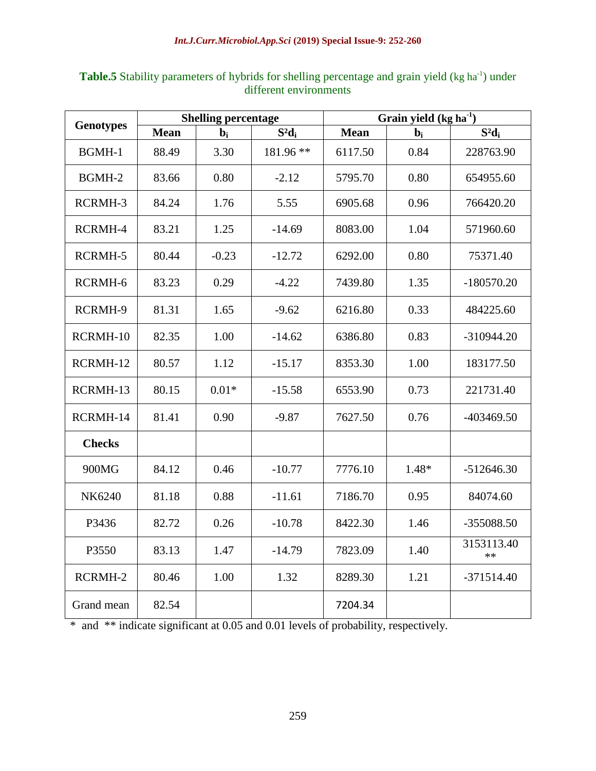**Table.5** Stability parameters of hybrids for shelling percentage and grain yield (kg ha$^{-1}$) under different environments

| Genotypes | Shelling percentage | | | Grain yield (kg ha$^{-1}$) | | |
|---|---|---|---|---|---|---|
| | Mean | $b_i$ | $S^2d_i$ | Mean | $b_i$ | $S^2d_i$ |
| BGMH-1 | 88.49 | 3.30 | 181.96 ** | 6117.50 | 0.84 | 228763.90 |
| BGMH-2 | 83.66 | 0.80 | -2.12 | 5795.70 | 0.80 | 654955.60 |
| RCRMH-3 | 84.24 | 1.76 | 5.55 | 6905.68 | 0.96 | 766420.20 |
| RCRMH-4 | 83.21 | 1.25 | -14.69 | 8083.00 | 1.04 | 571960.60 |
| RCRMH-5 | 80.44 | -0.23 | -12.72 | 6292.00 | 0.80 | 75371.40 |
| RCRMH-6 | 83.23 | 0.29 | -4.22 | 7439.80 | 1.35 | -180570.20 |
| RCRMH-9 | 81.31 | 1.65 | -9.62 | 6216.80 | 0.33 | 484225.60 |
| RCRMH-10 | 82.35 | 1.00 | -14.62 | 6386.80 | 0.83 | -310944.20 |
| RCRMH-12 | 80.57 | 1.12 | -15.17 | 8353.30 | 1.00 | 183177.50 |
| RCRMH-13 | 80.15 | 0.01* | -15.58 | 6553.90 | 0.73 | 221731.40 |
| RCRMH-14 | 81.41 | 0.90 | -9.87 | 7627.50 | 0.76 | -403469.50 |
| **Checks** | | | | | | |
| 900MG | 84.12 | 0.46 | -10.77 | 7776.10 | 1.48* | -512646.30 |
| NK6240 | 81.18 | 0.88 | -11.61 | 7186.70 | 0.95 | 84074.60 |
| P3436 | 82.72 | 0.26 | -10.78 | 8422.30 | 1.46 | -355088.50 |
| P3550 | 83.13 | 1.47 | -14.79 | 7823.09 | 1.40 | 3153113.40 ** |
| RCRMH-2 | 80.46 | 1.00 | 1.32 | 8289.30 | 1.21 | -371514.40 |
| Grand mean | 82.54 | | | 7204.34 | | |

\* and ** indicate significant at 0.05 and 0.01 levels of probability, respectively.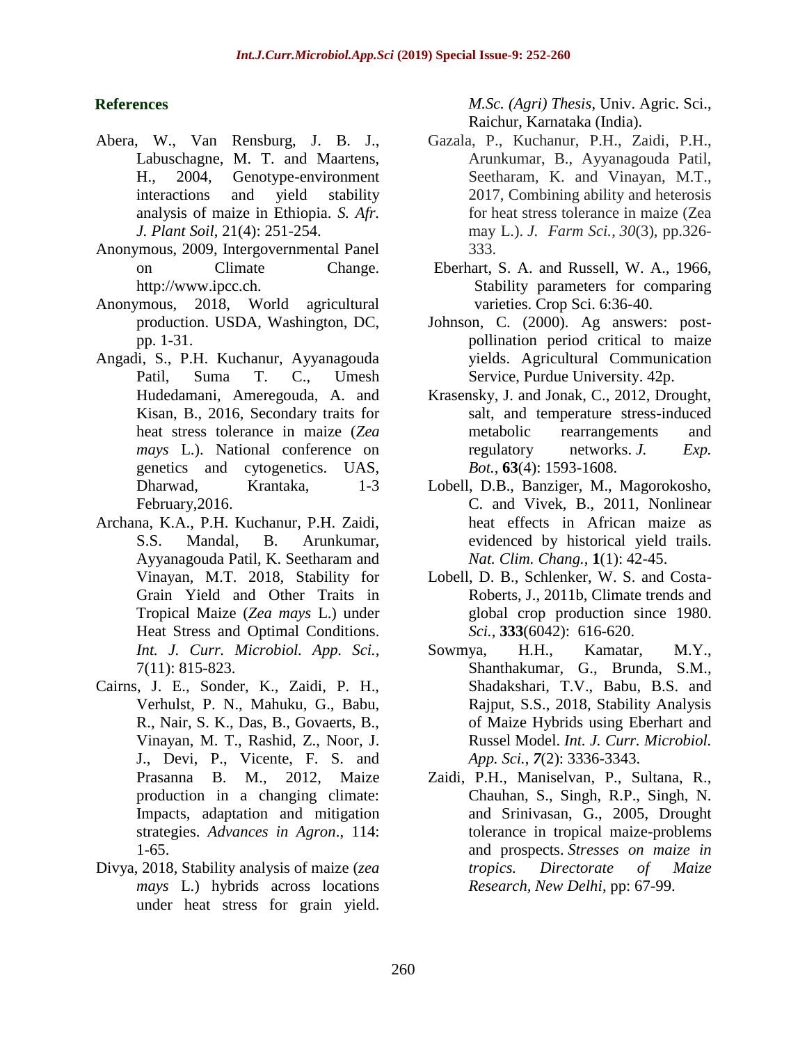## References

- Abera, W., Van Rensburg, J. B. J., Labuschagne, M. T. and Maartens, H., 2004, Genotype-environment interactions and yield stability analysis of maize in Ethiopia. *S. Afr. J. Plant Soil*, 21(4): 251-254.
- Anonymous, 2009, Intergovernmental Panel on Climate Change. http://www.ipcc.ch.
- Anonymous, 2018, World agricultural production. USDA, Washington, DC, pp. 1-31.
- Angadi, S., P.H. Kuchanur, Ayyanagouda Patil, Suma T. C., Umesh Hudedamani, Ameregouda, A. and Kisan, B., 2016, Secondary traits for heat stress tolerance in maize (*Zea mays* L.). National conference on genetics and cytogenetics. UAS, Dharwad, Krantaka, 1-3 February,2016.
- Archana, K.A., P.H. Kuchanur, P.H. Zaidi, S.S. Mandal, B. Arunkumar, Ayyanagouda Patil, K. Seetharam and Vinayan, M.T. 2018, Stability for Grain Yield and Other Traits in Tropical Maize (*Zea mays* L.) under Heat Stress and Optimal Conditions. *Int. J. Curr. Microbiol. App. Sci.*, 7(11): 815-823.
- Cairns, J. E., Sonder, K., Zaidi, P. H., Verhulst, P. N., Mahuku, G., Babu, R., Nair, S. K., Das, B., Govaerts, B., Vinayan, M. T., Rashid, Z., Noor, J. J., Devi, P., Vicente, F. S. and Prasanna B. M., 2012, Maize production in a changing climate: Impacts, adaptation and mitigation strategies. *Advances in Agron*., 114: 1-65.
- Divya, 2018, Stability analysis of maize (*zea mays* L.) hybrids across locations under heat stress for grain yield. *M.Sc. (Agri) Thesis*, Univ. Agric. Sci., Raichur, Karnataka (India).
- Gazala, P., Kuchanur, P.H., Zaidi, P.H., Arunkumar, B., Ayyanagouda Patil, Seetharam, K. and Vinayan, M.T., 2017, Combining ability and heterosis for heat stress tolerance in maize (Zea may L.). *J. Farm Sci.*, *30*(3), pp.326-333.
- Eberhart, S. A. and Russell, W. A., 1966, Stability parameters for comparing varieties. Crop Sci. 6:36-40.
- Johnson, C. (2000). Ag answers: post-pollination period critical to maize yields. Agricultural Communication Service, Purdue University. 42p.
- Krasensky, J. and Jonak, C., 2012, Drought, salt, and temperature stress-induced metabolic rearrangements and regulatory networks. *J. Exp. Bot.*, **63**(4): 1593-1608.
- Lobell, D.B., Banziger, M., Magorokosho, C. and Vivek, B., 2011, Nonlinear heat effects in African maize as evidenced by historical yield trails. *Nat. Clim. Chang.*, **1**(1): 42-45.
- Lobell, D. B., Schlenker, W. S. and Costa-Roberts, J., 2011b, Climate trends and global crop production since 1980. *Sci.*, **333**(6042): 616-620.
- Sowmya, H.H., Kamatar, M.Y., Shanthakumar, G., Brunda, S.M., Shadakshari, T.V., Babu, B.S. and Rajput, S.S., 2018, Stability Analysis of Maize Hybrids using Eberhart and Russel Model. *Int. J. Curr. Microbiol. App. Sci.*, *7*(2): 3336-3343.
- Zaidi, P.H., Maniselvan, P., Sultana, R., Chauhan, S., Singh, R.P., Singh, N. and Srinivasan, G., 2005, Drought tolerance in tropical maize-problems and prospects. *Stresses on maize in tropics. Directorate of Maize Research, New Delhi*, pp: 67-99.